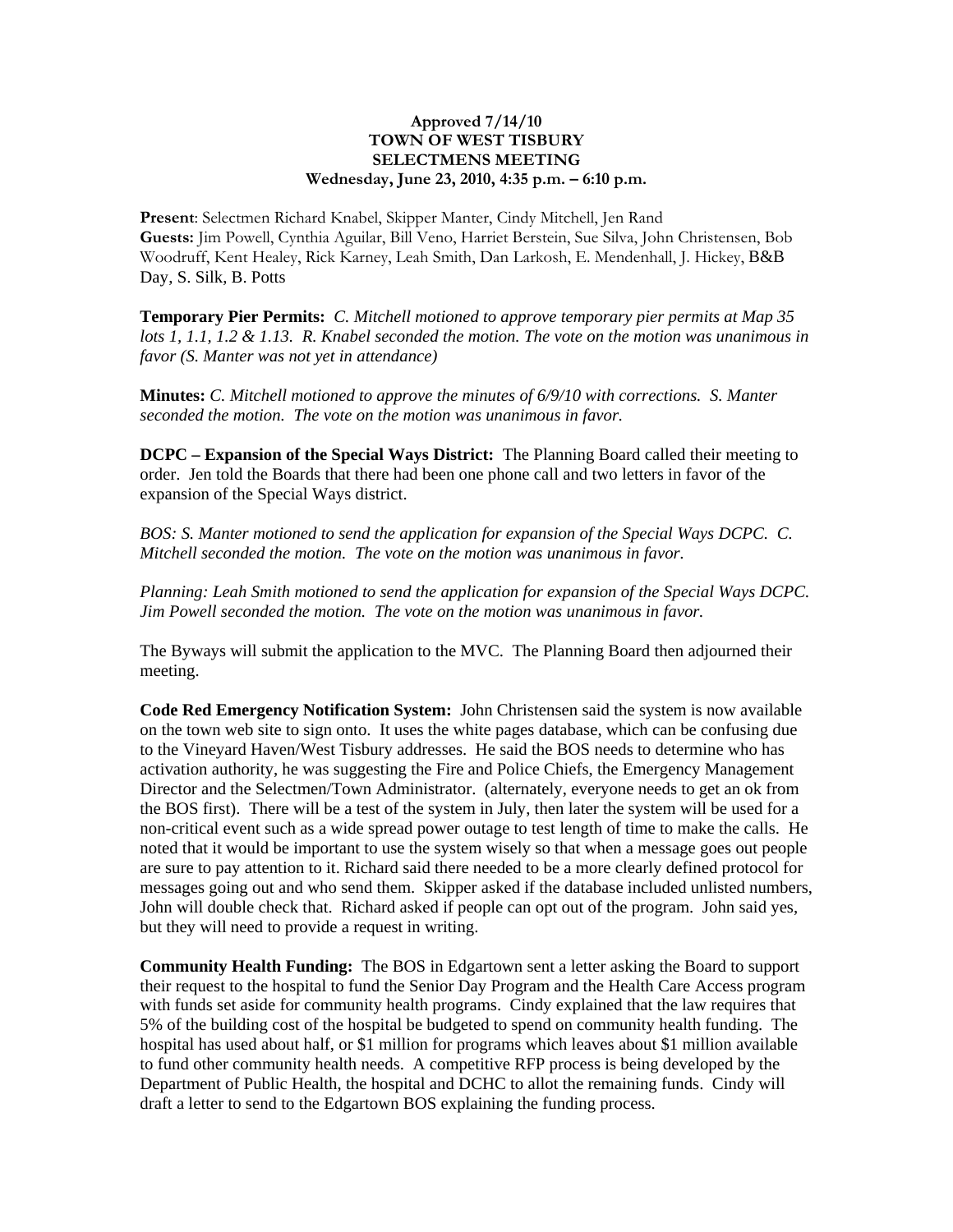**Approved 7/14/10**
**TOWN OF WEST TISBURY**
**SELECTMENS MEETING**
**Wednesday, June 23, 2010, 4:35 p.m. – 6:10 p.m.**

**Present**: Selectmen Richard Knabel, Skipper Manter, Cindy Mitchell, Jen Rand
**Guests:** Jim Powell, Cynthia Aguilar, Bill Veno, Harriet Berstein, Sue Silva, John Christensen, Bob Woodruff, Kent Healey, Rick Karney, Leah Smith, Dan Larkosh, E. Mendenhall, J. Hickey, B&B Day, S. Silk, B. Potts

**Temporary Pier Permits:** *C. Mitchell motioned to approve temporary pier permits at Map 35 lots 1, 1.1, 1.2 & 1.13. R. Knabel seconded the motion. The vote on the motion was unanimous in favor (S. Manter was not yet in attendance)*

**Minutes:** *C. Mitchell motioned to approve the minutes of 6/9/10 with corrections. S. Manter seconded the motion. The vote on the motion was unanimous in favor.*

**DCPC – Expansion of the Special Ways District:** The Planning Board called their meeting to order. Jen told the Boards that there had been one phone call and two letters in favor of the expansion of the Special Ways district.

*BOS: S. Manter motioned to send the application for expansion of the Special Ways DCPC. C. Mitchell seconded the motion. The vote on the motion was unanimous in favor.*

*Planning: Leah Smith motioned to send the application for expansion of the Special Ways DCPC. Jim Powell seconded the motion. The vote on the motion was unanimous in favor.*

The Byways will submit the application to the MVC. The Planning Board then adjourned their meeting.

**Code Red Emergency Notification System:** John Christensen said the system is now available on the town web site to sign onto. It uses the white pages database, which can be confusing due to the Vineyard Haven/West Tisbury addresses. He said the BOS needs to determine who has activation authority, he was suggesting the Fire and Police Chiefs, the Emergency Management Director and the Selectmen/Town Administrator. (alternately, everyone needs to get an ok from the BOS first). There will be a test of the system in July, then later the system will be used for a non-critical event such as a wide spread power outage to test length of time to make the calls. He noted that it would be important to use the system wisely so that when a message goes out people are sure to pay attention to it. Richard said there needed to be a more clearly defined protocol for messages going out and who send them. Skipper asked if the database included unlisted numbers, John will double check that. Richard asked if people can opt out of the program. John said yes, but they will need to provide a request in writing.

**Community Health Funding:** The BOS in Edgartown sent a letter asking the Board to support their request to the hospital to fund the Senior Day Program and the Health Care Access program with funds set aside for community health programs. Cindy explained that the law requires that 5% of the building cost of the hospital be budgeted to spend on community health funding. The hospital has used about half, or $1 million for programs which leaves about $1 million available to fund other community health needs. A competitive RFP process is being developed by the Department of Public Health, the hospital and DCHC to allot the remaining funds. Cindy will draft a letter to send to the Edgartown BOS explaining the funding process.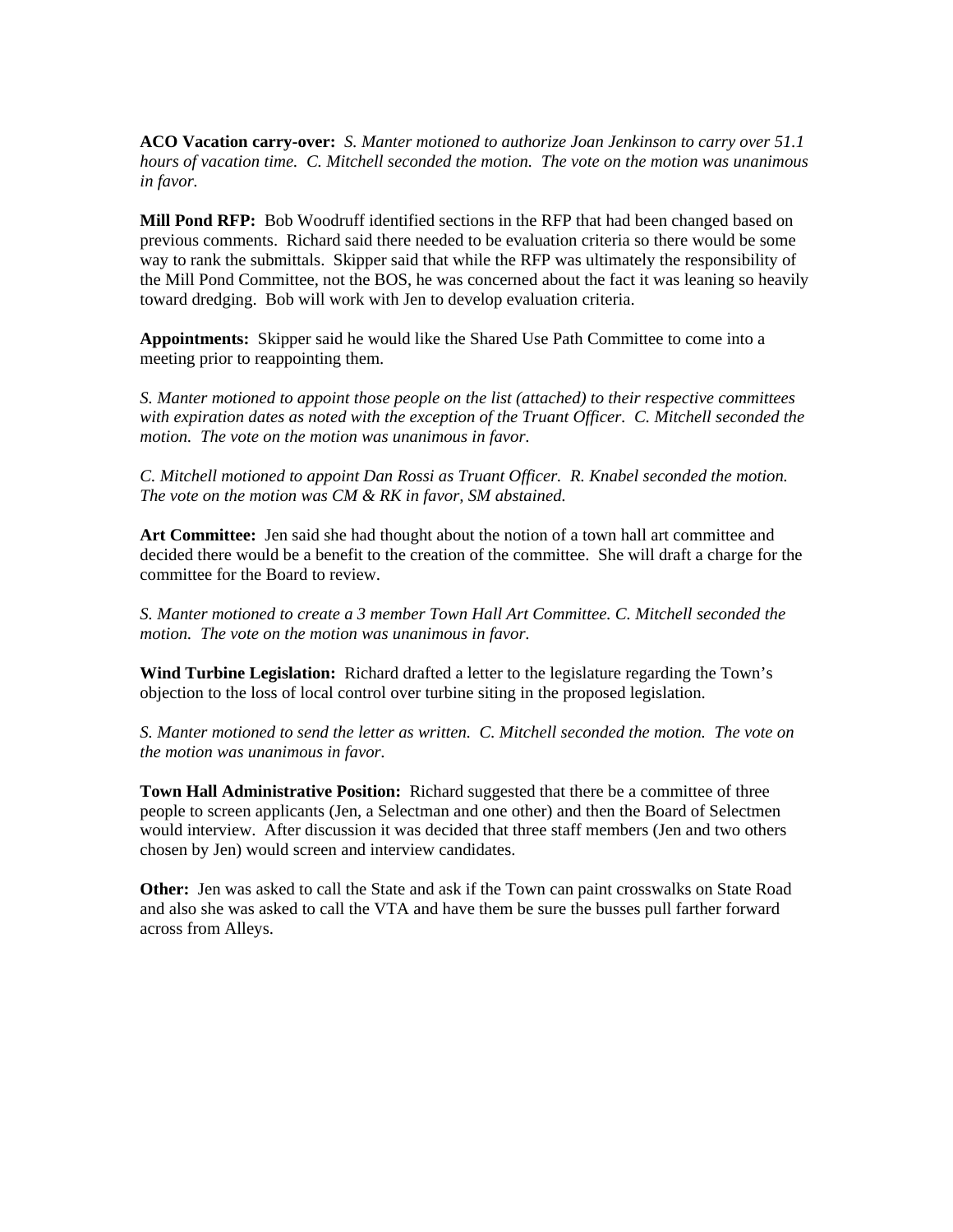**ACO Vacation carry-over:** *S. Manter motioned to authorize Joan Jenkinson to carry over 51.1 hours of vacation time. C. Mitchell seconded the motion. The vote on the motion was unanimous in favor.*

**Mill Pond RFP:** Bob Woodruff identified sections in the RFP that had been changed based on previous comments. Richard said there needed to be evaluation criteria so there would be some way to rank the submittals. Skipper said that while the RFP was ultimately the responsibility of the Mill Pond Committee, not the BOS, he was concerned about the fact it was leaning so heavily toward dredging. Bob will work with Jen to develop evaluation criteria.

**Appointments:** Skipper said he would like the Shared Use Path Committee to come into a meeting prior to reappointing them.

*S. Manter motioned to appoint those people on the list (attached) to their respective committees with expiration dates as noted with the exception of the Truant Officer. C. Mitchell seconded the motion. The vote on the motion was unanimous in favor.*

*C. Mitchell motioned to appoint Dan Rossi as Truant Officer. R. Knabel seconded the motion. The vote on the motion was CM & RK in favor, SM abstained.*

**Art Committee:** Jen said she had thought about the notion of a town hall art committee and decided there would be a benefit to the creation of the committee. She will draft a charge for the committee for the Board to review.

*S. Manter motioned to create a 3 member Town Hall Art Committee. C. Mitchell seconded the motion. The vote on the motion was unanimous in favor.*

**Wind Turbine Legislation:** Richard drafted a letter to the legislature regarding the Town's objection to the loss of local control over turbine siting in the proposed legislation.

*S. Manter motioned to send the letter as written. C. Mitchell seconded the motion. The vote on the motion was unanimous in favor.*

**Town Hall Administrative Position:** Richard suggested that there be a committee of three people to screen applicants (Jen, a Selectman and one other) and then the Board of Selectmen would interview. After discussion it was decided that three staff members (Jen and two others chosen by Jen) would screen and interview candidates.

**Other:** Jen was asked to call the State and ask if the Town can paint crosswalks on State Road and also she was asked to call the VTA and have them be sure the busses pull farther forward across from Alleys.